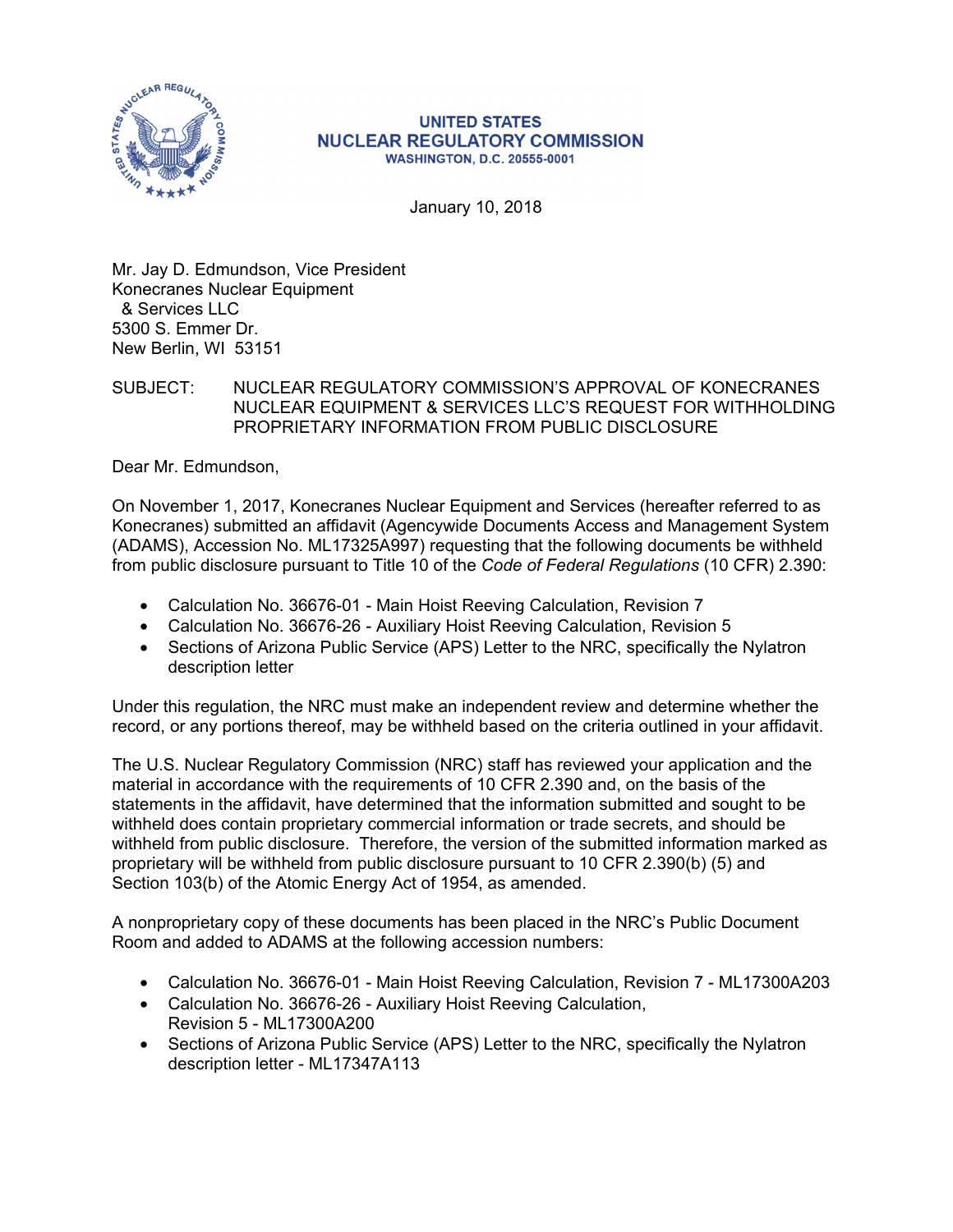UNITED STATES
NUCLEAR REGULATORY COMMISSION
WASHINGTON, D.C. 20555-0001

January 10, 2018

Mr. Jay D. Edmundson, Vice President
Konecranes Nuclear Equipment
& Services LLC
5300 S. Emmer Dr.
New Berlin, WI 53151

SUBJECT: NUCLEAR REGULATORY COMMISSION'S APPROVAL OF KONECRANES NUCLEAR EQUIPMENT & SERVICES LLC'S REQUEST FOR WITHHOLDING PROPRIETARY INFORMATION FROM PUBLIC DISCLOSURE

Dear Mr. Edmundson,

On November 1, 2017, Konecranes Nuclear Equipment and Services (hereafter referred to as Konecranes) submitted an affidavit (Agencywide Documents Access and Management System (ADAMS), Accession No. ML17325A997) requesting that the following documents be withheld from public disclosure pursuant to Title 10 of the *Code of Federal Regulations* (10 CFR) 2.390:

- Calculation No. 36676-01 - Main Hoist Reeving Calculation, Revision 7
- Calculation No. 36676-26 - Auxiliary Hoist Reeving Calculation, Revision 5
- Sections of Arizona Public Service (APS) Letter to the NRC, specifically the Nylatron description letter

Under this regulation, the NRC must make an independent review and determine whether the record, or any portions thereof, may be withheld based on the criteria outlined in your affidavit.

The U.S. Nuclear Regulatory Commission (NRC) staff has reviewed your application and the material in accordance with the requirements of 10 CFR 2.390 and, on the basis of the statements in the affidavit, have determined that the information submitted and sought to be withheld does contain proprietary commercial information or trade secrets, and should be withheld from public disclosure. Therefore, the version of the submitted information marked as proprietary will be withheld from public disclosure pursuant to 10 CFR 2.390(b) (5) and Section 103(b) of the Atomic Energy Act of 1954, as amended.

A nonproprietary copy of these documents has been placed in the NRC's Public Document Room and added to ADAMS at the following accession numbers:

- Calculation No. 36676-01 - Main Hoist Reeving Calculation, Revision 7 - ML17300A203
- Calculation No. 36676-26 - Auxiliary Hoist Reeving Calculation, Revision 5 - ML17300A200
- Sections of Arizona Public Service (APS) Letter to the NRC, specifically the Nylatron description letter - ML17347A113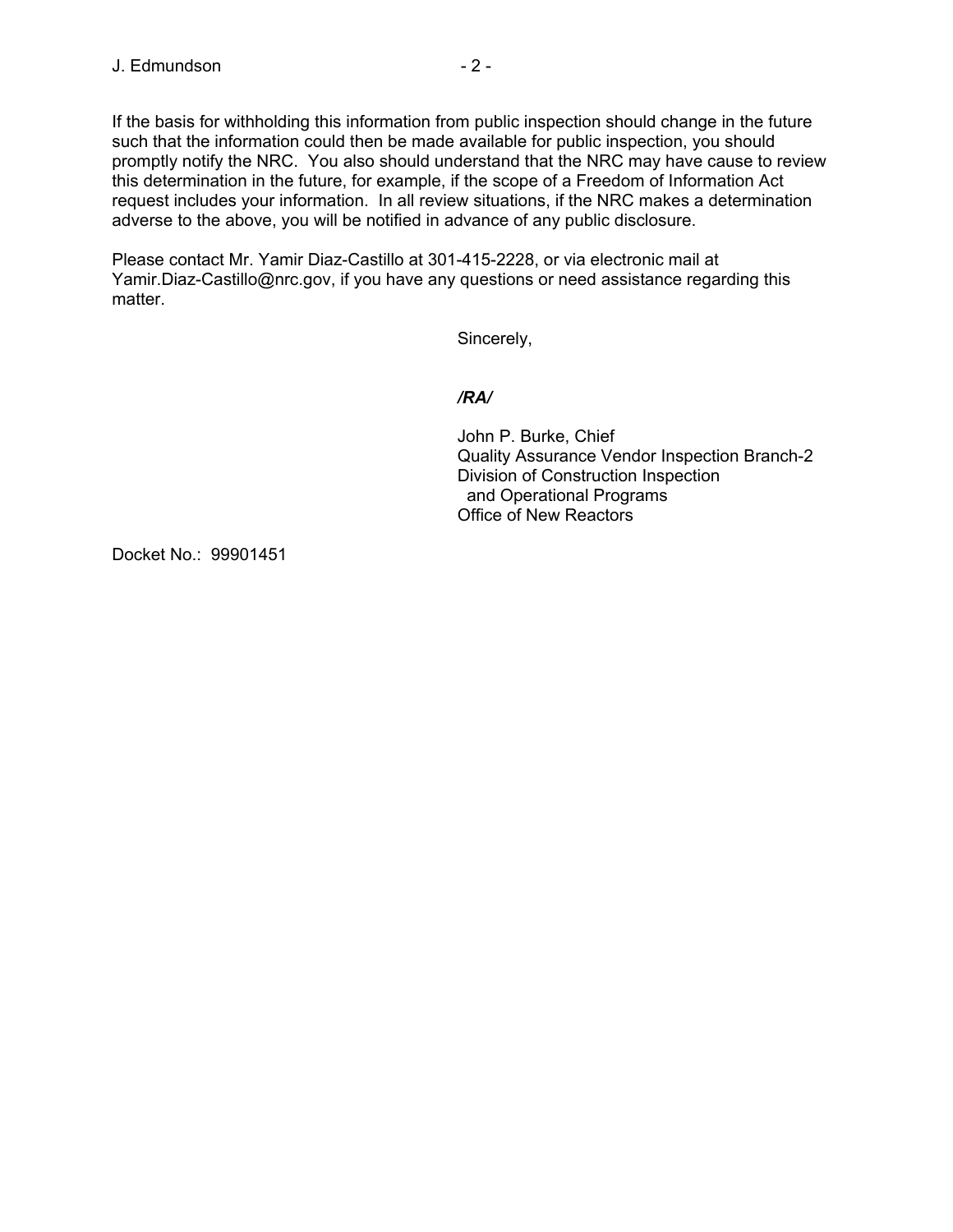If the basis for withholding this information from public inspection should change in the future such that the information could then be made available for public inspection, you should promptly notify the NRC. You also should understand that the NRC may have cause to review this determination in the future, for example, if the scope of a Freedom of Information Act request includes your information. In all review situations, if the NRC makes a determination adverse to the above, you will be notified in advance of any public disclosure.

Please contact Mr. Yamir Diaz-Castillo at 301-415-2228, or via electronic mail at Yamir.Diaz-Castillo@nrc.gov, if you have any questions or need assistance regarding this matter.

Sincerely,

***/RA/***

John P. Burke, Chief
Quality Assurance Vendor Inspection Branch-2
Division of Construction Inspection
and Operational Programs
Office of New Reactors

Docket No.: 99901451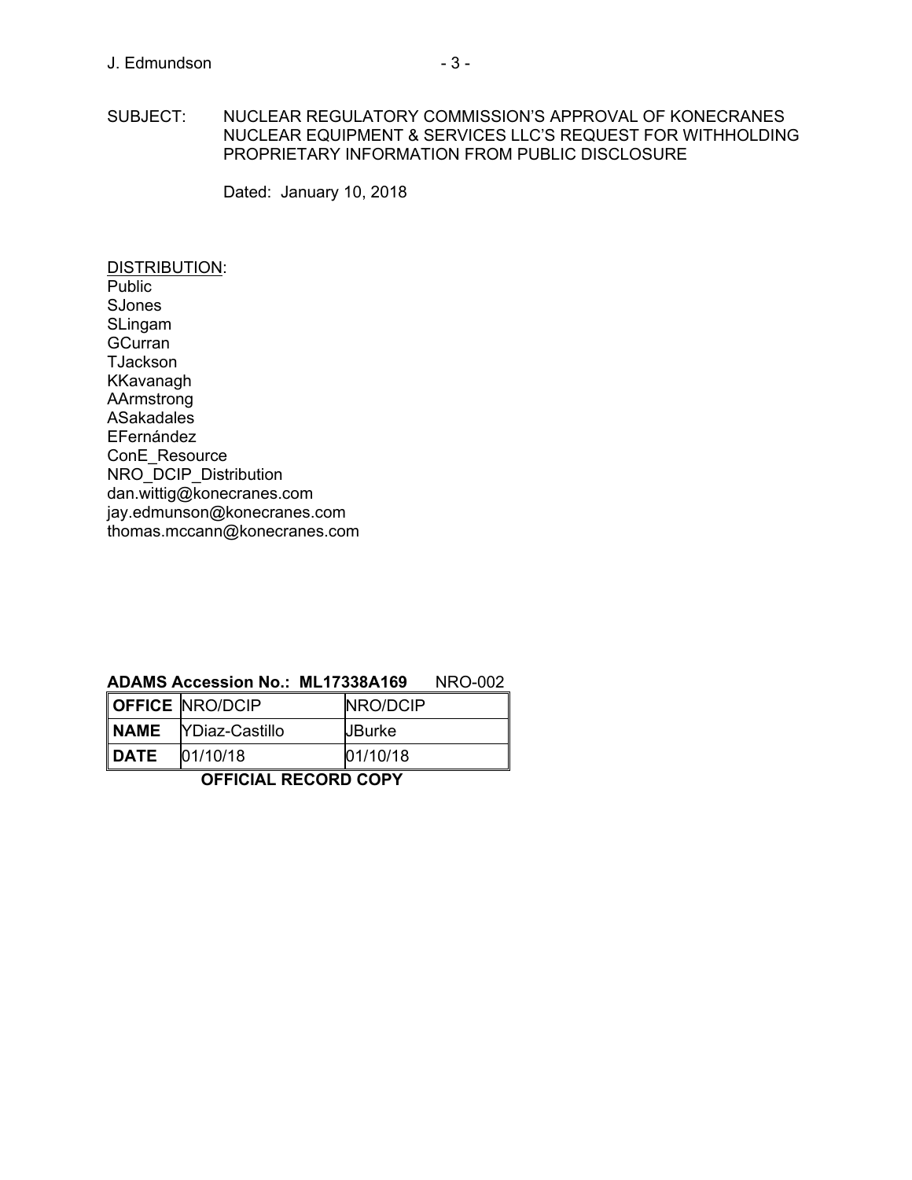SUBJECT: NUCLEAR REGULATORY COMMISSION'S APPROVAL OF KONECRANES NUCLEAR EQUIPMENT & SERVICES LLC'S REQUEST FOR WITHHOLDING PROPRIETARY INFORMATION FROM PUBLIC DISCLOSURE

Dated: January 10, 2018

DISTRIBUTION:
Public
SJones
SLingam
GCurran
TJackson
KKavanagh
AArmstrong
ASakadales
EFernández
ConE_Resource
NRO_DCIP_Distribution
dan.wittig@konecranes.com
jay.edmunson@konecranes.com
thomas.mccann@konecranes.com

**ADAMS Accession No.: ML17338A169** NRO-002

| **OFFICE** | NRO/DCIP | NRO/DCIP |
|---|---|---|
| **NAME** | YDiaz-Castillo | JBurke |
| **DATE** | 01/10/18 | 01/10/18 |

**OFFICIAL RECORD COPY**